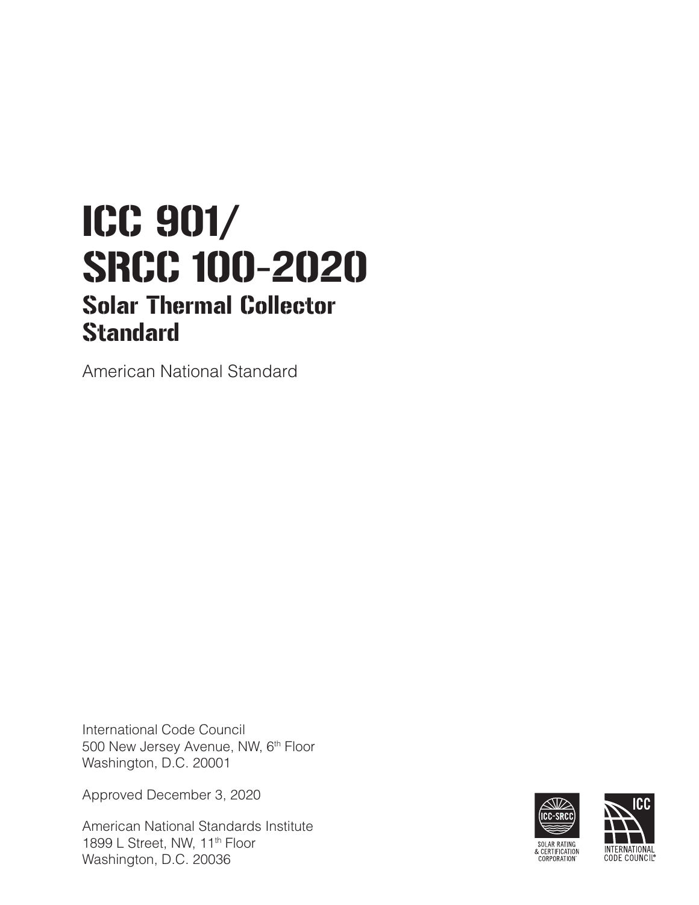# ICC 901/ SRCC 100-2020

## Solar Thermal Collector Standard

American National Standard

International Code Council
500 New Jersey Avenue, NW, 6th Floor
Washington, D.C. 20001

Approved December 3, 2020

American National Standards Institute
1899 L Street, NW, 11th Floor
Washington, D.C. 20036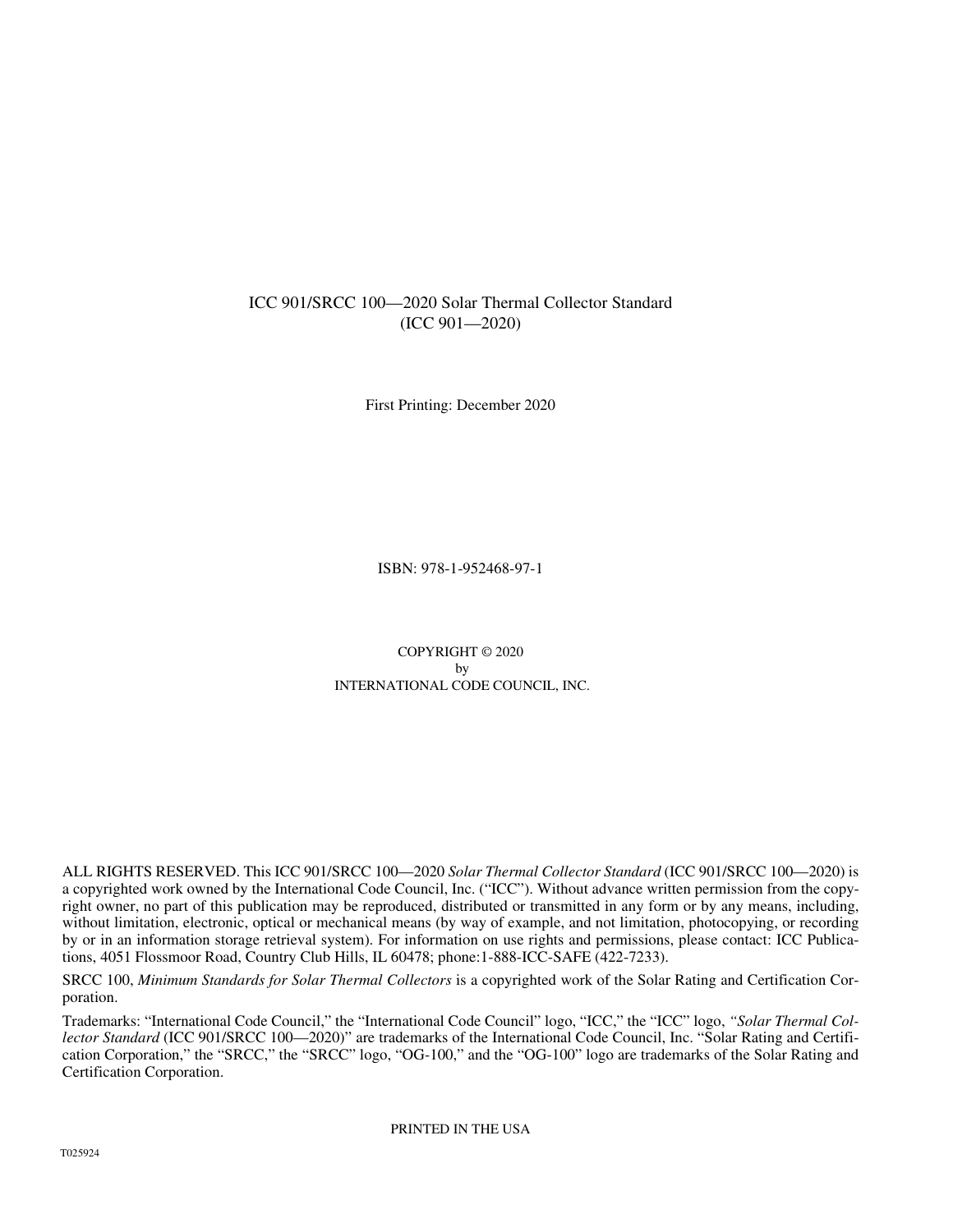ICC 901/SRCC 100—2020 Solar Thermal Collector Standard
(ICC 901—2020)

First Printing: December 2020

ISBN: 978-1-952468-97-1

COPYRIGHT © 2020
by
INTERNATIONAL CODE COUNCIL, INC.

ALL RIGHTS RESERVED. This ICC 901/SRCC 100—2020 *Solar Thermal Collector Standard* (ICC 901/SRCC 100—2020) is a copyrighted work owned by the International Code Council, Inc. ("ICC"). Without advance written permission from the copyright owner, no part of this publication may be reproduced, distributed or transmitted in any form or by any means, including, without limitation, electronic, optical or mechanical means (by way of example, and not limitation, photocopying, or recording by or in an information storage retrieval system). For information on use rights and permissions, please contact: ICC Publications, 4051 Flossmoor Road, Country Club Hills, IL 60478; phone:1-888-ICC-SAFE (422-7233).

SRCC 100, *Minimum Standards for Solar Thermal Collectors* is a copyrighted work of the Solar Rating and Certification Corporation.

Trademarks: "International Code Council," the "International Code Council" logo, "ICC," the "ICC" logo, *"Solar Thermal Collector Standard* (ICC 901/SRCC 100—2020)" are trademarks of the International Code Council, Inc. "Solar Rating and Certification Corporation," the "SRCC," the "SRCC" logo, "OG-100," and the "OG-100" logo are trademarks of the Solar Rating and Certification Corporation.

PRINTED IN THE USA

T025924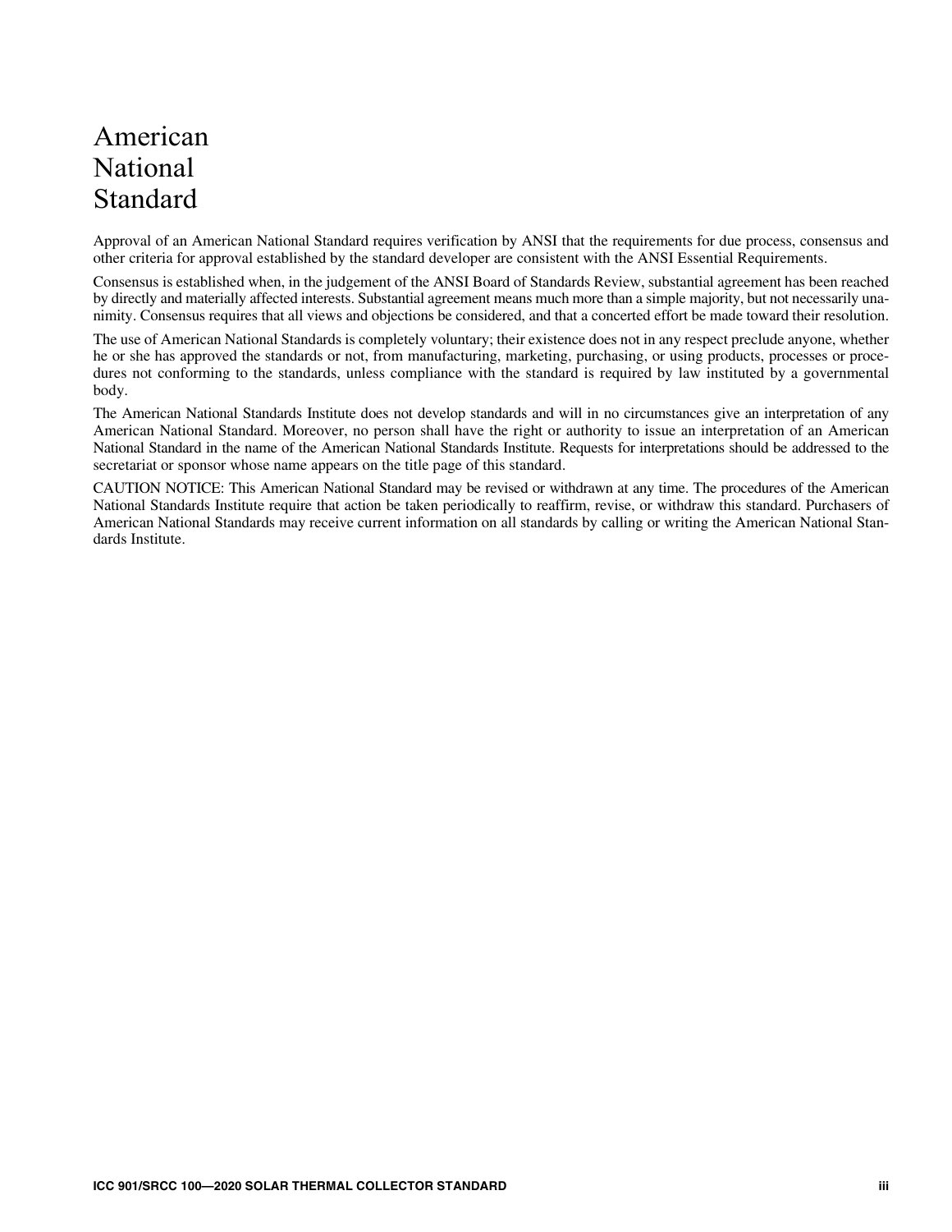# American National Standard

Approval of an American National Standard requires verification by ANSI that the requirements for due process, consensus and other criteria for approval established by the standard developer are consistent with the ANSI Essential Requirements.

Consensus is established when, in the judgement of the ANSI Board of Standards Review, substantial agreement has been reached by directly and materially affected interests. Substantial agreement means much more than a simple majority, but not necessarily unanimity. Consensus requires that all views and objections be considered, and that a concerted effort be made toward their resolution.

The use of American National Standards is completely voluntary; their existence does not in any respect preclude anyone, whether he or she has approved the standards or not, from manufacturing, marketing, purchasing, or using products, processes or procedures not conforming to the standards, unless compliance with the standard is required by law instituted by a governmental body.

The American National Standards Institute does not develop standards and will in no circumstances give an interpretation of any American National Standard. Moreover, no person shall have the right or authority to issue an interpretation of an American National Standard in the name of the American National Standards Institute. Requests for interpretations should be addressed to the secretariat or sponsor whose name appears on the title page of this standard.

CAUTION NOTICE: This American National Standard may be revised or withdrawn at any time. The procedures of the American National Standards Institute require that action be taken periodically to reaffirm, revise, or withdraw this standard. Purchasers of American National Standards may receive current information on all standards by calling or writing the American National Standards Institute.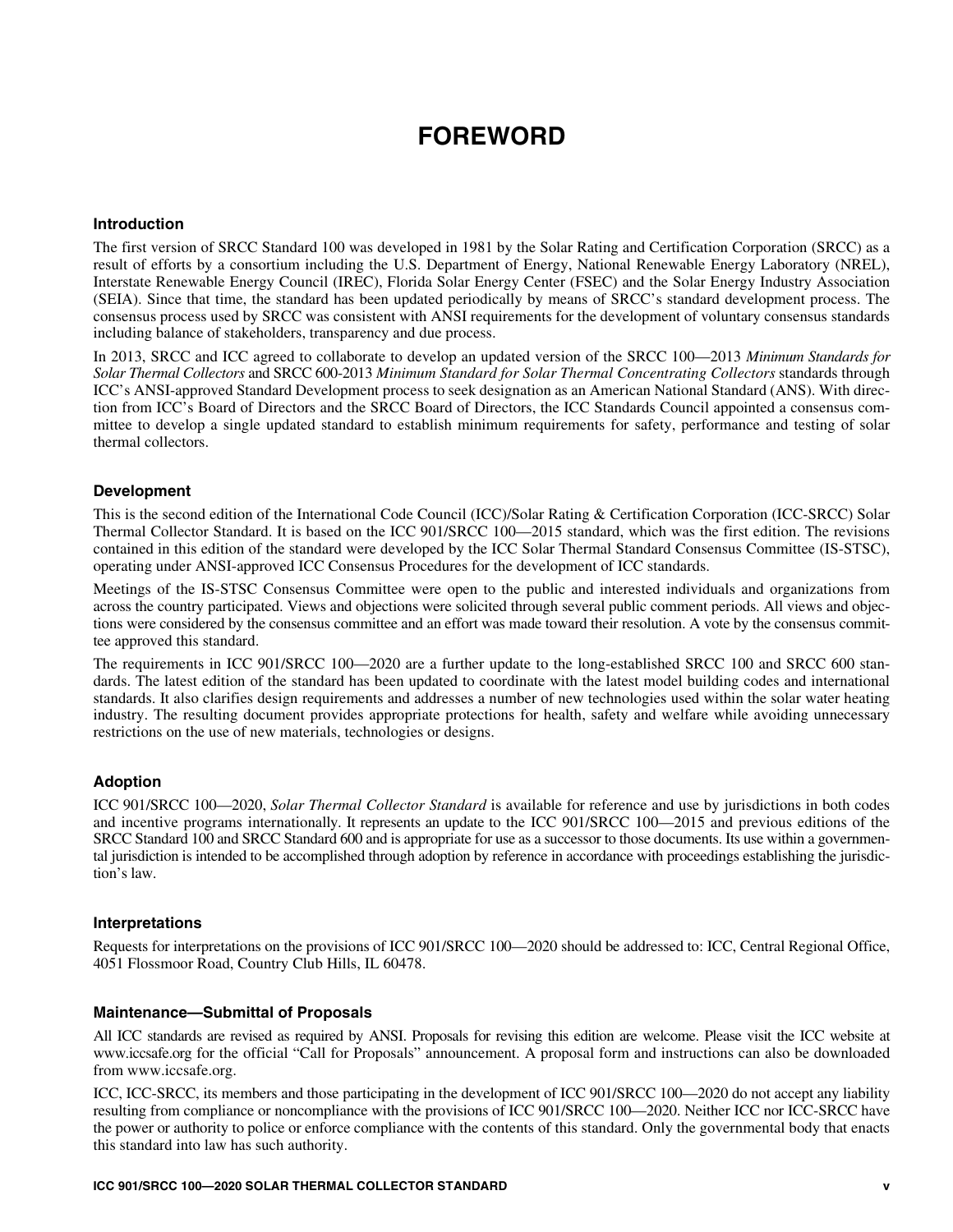# FOREWORD

### Introduction

The first version of SRCC Standard 100 was developed in 1981 by the Solar Rating and Certification Corporation (SRCC) as a result of efforts by a consortium including the U.S. Department of Energy, National Renewable Energy Laboratory (NREL), Interstate Renewable Energy Council (IREC), Florida Solar Energy Center (FSEC) and the Solar Energy Industry Association (SEIA). Since that time, the standard has been updated periodically by means of SRCC's standard development process. The consensus process used by SRCC was consistent with ANSI requirements for the development of voluntary consensus standards including balance of stakeholders, transparency and due process.

In 2013, SRCC and ICC agreed to collaborate to develop an updated version of the SRCC 100—2013 *Minimum Standards for Solar Thermal Collectors* and SRCC 600-2013 *Minimum Standard for Solar Thermal Concentrating Collectors* standards through ICC's ANSI-approved Standard Development process to seek designation as an American National Standard (ANS). With direction from ICC's Board of Directors and the SRCC Board of Directors, the ICC Standards Council appointed a consensus committee to develop a single updated standard to establish minimum requirements for safety, performance and testing of solar thermal collectors.

### Development

This is the second edition of the International Code Council (ICC)/Solar Rating & Certification Corporation (ICC-SRCC) Solar Thermal Collector Standard. It is based on the ICC 901/SRCC 100—2015 standard, which was the first edition. The revisions contained in this edition of the standard were developed by the ICC Solar Thermal Standard Consensus Committee (IS-STSC), operating under ANSI-approved ICC Consensus Procedures for the development of ICC standards.

Meetings of the IS-STSC Consensus Committee were open to the public and interested individuals and organizations from across the country participated. Views and objections were solicited through several public comment periods. All views and objections were considered by the consensus committee and an effort was made toward their resolution. A vote by the consensus committee approved this standard.

The requirements in ICC 901/SRCC 100—2020 are a further update to the long-established SRCC 100 and SRCC 600 standards. The latest edition of the standard has been updated to coordinate with the latest model building codes and international standards. It also clarifies design requirements and addresses a number of new technologies used within the solar water heating industry. The resulting document provides appropriate protections for health, safety and welfare while avoiding unnecessary restrictions on the use of new materials, technologies or designs.

### Adoption

ICC 901/SRCC 100—2020, *Solar Thermal Collector Standard* is available for reference and use by jurisdictions in both codes and incentive programs internationally. It represents an update to the ICC 901/SRCC 100—2015 and previous editions of the SRCC Standard 100 and SRCC Standard 600 and is appropriate for use as a successor to those documents. Its use within a governmental jurisdiction is intended to be accomplished through adoption by reference in accordance with proceedings establishing the jurisdiction's law.

### Interpretations

Requests for interpretations on the provisions of ICC 901/SRCC 100—2020 should be addressed to: ICC, Central Regional Office, 4051 Flossmoor Road, Country Club Hills, IL 60478.

### Maintenance—Submittal of Proposals

All ICC standards are revised as required by ANSI. Proposals for revising this edition are welcome. Please visit the ICC website at www.iccsafe.org for the official "Call for Proposals" announcement. A proposal form and instructions can also be downloaded from www.iccsafe.org.

ICC, ICC-SRCC, its members and those participating in the development of ICC 901/SRCC 100—2020 do not accept any liability resulting from compliance or noncompliance with the provisions of ICC 901/SRCC 100—2020. Neither ICC nor ICC-SRCC have the power or authority to police or enforce compliance with the contents of this standard. Only the governmental body that enacts this standard into law has such authority.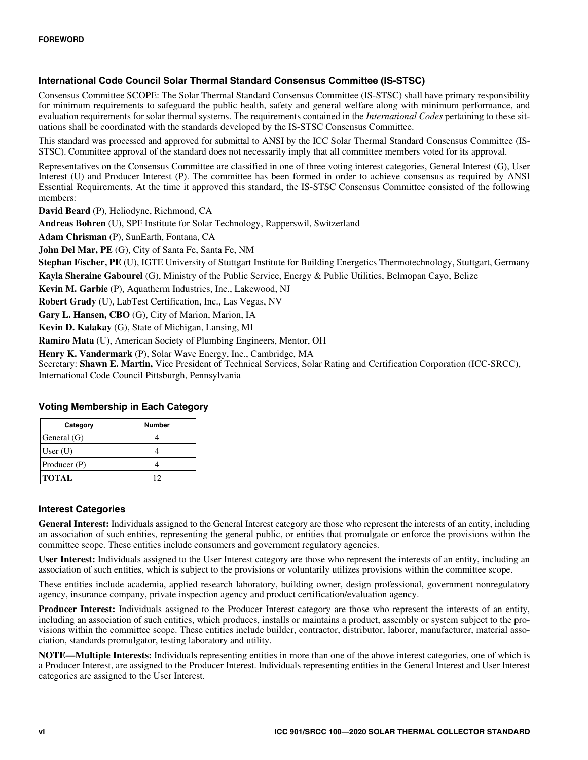## International Code Council Solar Thermal Standard Consensus Committee (IS-STSC)

Consensus Committee SCOPE: The Solar Thermal Standard Consensus Committee (IS-STSC) shall have primary responsibility for minimum requirements to safeguard the public health, safety and general welfare along with minimum performance, and evaluation requirements for solar thermal systems. The requirements contained in the *International Codes* pertaining to these situations shall be coordinated with the standards developed by the IS-STSC Consensus Committee.

This standard was processed and approved for submittal to ANSI by the ICC Solar Thermal Standard Consensus Committee (IS-STSC). Committee approval of the standard does not necessarily imply that all committee members voted for its approval.

Representatives on the Consensus Committee are classified in one of three voting interest categories, General Interest (G), User Interest (U) and Producer Interest (P). The committee has been formed in order to achieve consensus as required by ANSI Essential Requirements. At the time it approved this standard, the IS-STSC Consensus Committee consisted of the following members:

**David Beard** (P), Heliodyne, Richmond, CA

**Andreas Bohren** (U), SPF Institute for Solar Technology, Rapperswil, Switzerland

**Adam Chrisman** (P), SunEarth, Fontana, CA

**John Del Mar, PE** (G), City of Santa Fe, Santa Fe, NM

**Stephan Fischer, PE** (U), IGTE University of Stuttgart Institute for Building Energetics Thermotechnology, Stuttgart, Germany

**Kayla Sheraine Gabourel** (G), Ministry of the Public Service, Energy & Public Utilities, Belmopan Cayo, Belize

**Kevin M. Garbie** (P), Aquatherm Industries, Inc., Lakewood, NJ

**Robert Grady** (U), LabTest Certification, Inc., Las Vegas, NV

**Gary L. Hansen, CBO** (G), City of Marion, Marion, IA

**Kevin D. Kalakay** (G), State of Michigan, Lansing, MI

**Ramiro Mata** (U), American Society of Plumbing Engineers, Mentor, OH

**Henry K. Vandermark** (P), Solar Wave Energy, Inc., Cambridge, MA

Secretary: **Shawn E. Martin,** Vice President of Technical Services, Solar Rating and Certification Corporation (ICC-SRCC), International Code Council Pittsburgh, Pennsylvania

### Voting Membership in Each Category

| Category | Number |
|---|---|
| General (G) | 4 |
| User (U) | 4 |
| Producer (P) | 4 |
| **TOTAL** | 12 |

### Interest Categories

**General Interest:** Individuals assigned to the General Interest category are those who represent the interests of an entity, including an association of such entities, representing the general public, or entities that promulgate or enforce the provisions within the committee scope. These entities include consumers and government regulatory agencies.

**User Interest:** Individuals assigned to the User Interest category are those who represent the interests of an entity, including an association of such entities, which is subject to the provisions or voluntarily utilizes provisions within the committee scope.

These entities include academia, applied research laboratory, building owner, design professional, government nonregulatory agency, insurance company, private inspection agency and product certification/evaluation agency.

**Producer Interest:** Individuals assigned to the Producer Interest category are those who represent the interests of an entity, including an association of such entities, which produces, installs or maintains a product, assembly or system subject to the provisions within the committee scope. These entities include builder, contractor, distributor, laborer, manufacturer, material association, standards promulgator, testing laboratory and utility.

**NOTE—Multiple Interests:** Individuals representing entities in more than one of the above interest categories, one of which is a Producer Interest, are assigned to the Producer Interest. Individuals representing entities in the General Interest and User Interest categories are assigned to the User Interest.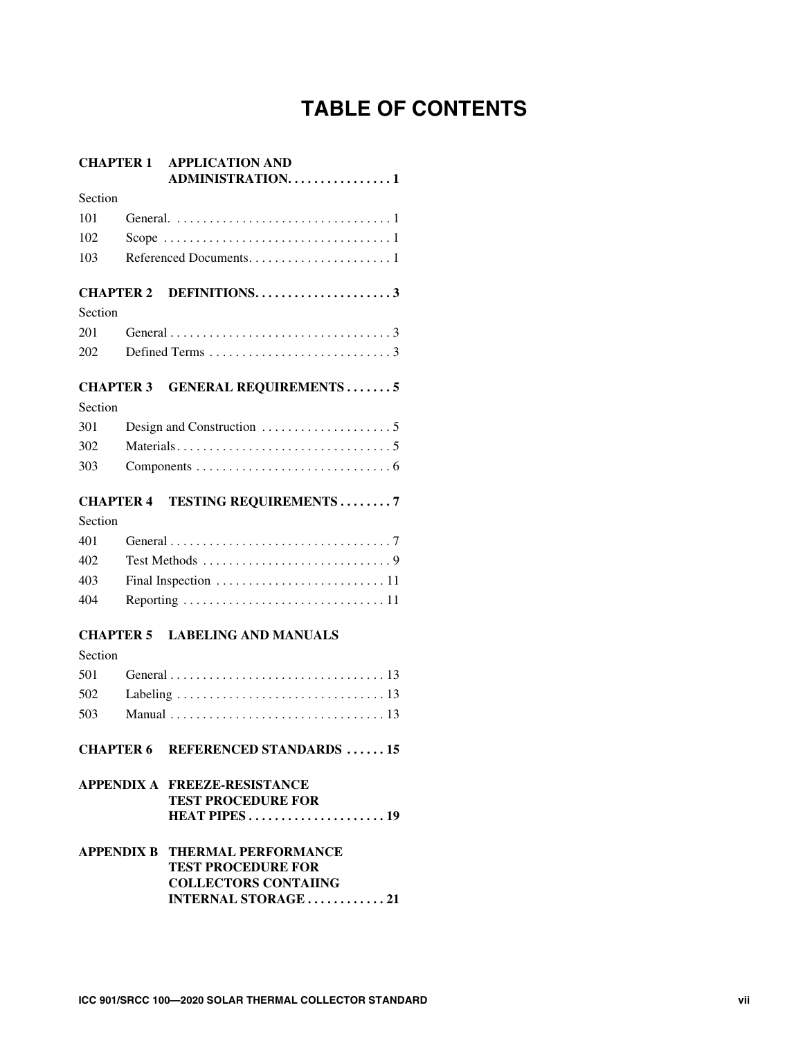# TABLE OF CONTENTS

**CHAPTER 1 APPLICATION AND ADMINISTRATION. . . . . . . . . . . . . . . . 1**

Section

101 General. . . . . . . . . . . . . . . . . . . . . . . . . . . . . . . . . 1

102 Scope . . . . . . . . . . . . . . . . . . . . . . . . . . . . . . . . . . 1

103 Referenced Documents. . . . . . . . . . . . . . . . . . . . . . 1

**CHAPTER 2 DEFINITIONS. . . . . . . . . . . . . . . . . . . . . 3**

Section

201 General . . . . . . . . . . . . . . . . . . . . . . . . . . . . . . . . . . 3

202 Defined Terms . . . . . . . . . . . . . . . . . . . . . . . . . . . . 3

**CHAPTER 3 GENERAL REQUIREMENTS . . . . . . . 5**

Section

301 Design and Construction . . . . . . . . . . . . . . . . . . . . 5

302 Materials. . . . . . . . . . . . . . . . . . . . . . . . . . . . . . . . . 5

303 Components . . . . . . . . . . . . . . . . . . . . . . . . . . . . . . 6

**CHAPTER 4 TESTING REQUIREMENTS . . . . . . . . 7**

Section

401 General . . . . . . . . . . . . . . . . . . . . . . . . . . . . . . . . . . 7

402 Test Methods . . . . . . . . . . . . . . . . . . . . . . . . . . . . . 9

403 Final Inspection . . . . . . . . . . . . . . . . . . . . . . . . . . 11

404 Reporting . . . . . . . . . . . . . . . . . . . . . . . . . . . . . . . 11

**CHAPTER 5 LABELING AND MANUALS**

Section

501 General . . . . . . . . . . . . . . . . . . . . . . . . . . . . . . . . . 13

502 Labeling . . . . . . . . . . . . . . . . . . . . . . . . . . . . . . . . 13

503 Manual . . . . . . . . . . . . . . . . . . . . . . . . . . . . . . . . . 13

**CHAPTER 6 REFERENCED STANDARDS . . . . . . 15**

**APPENDIX A FREEZE-RESISTANCE TEST PROCEDURE FOR HEAT PIPES . . . . . . . . . . . . . . . . . . . . . 19**

**APPENDIX B THERMAL PERFORMANCE TEST PROCEDURE FOR COLLECTORS CONTAIING INTERNAL STORAGE . . . . . . . . . . . . 21**